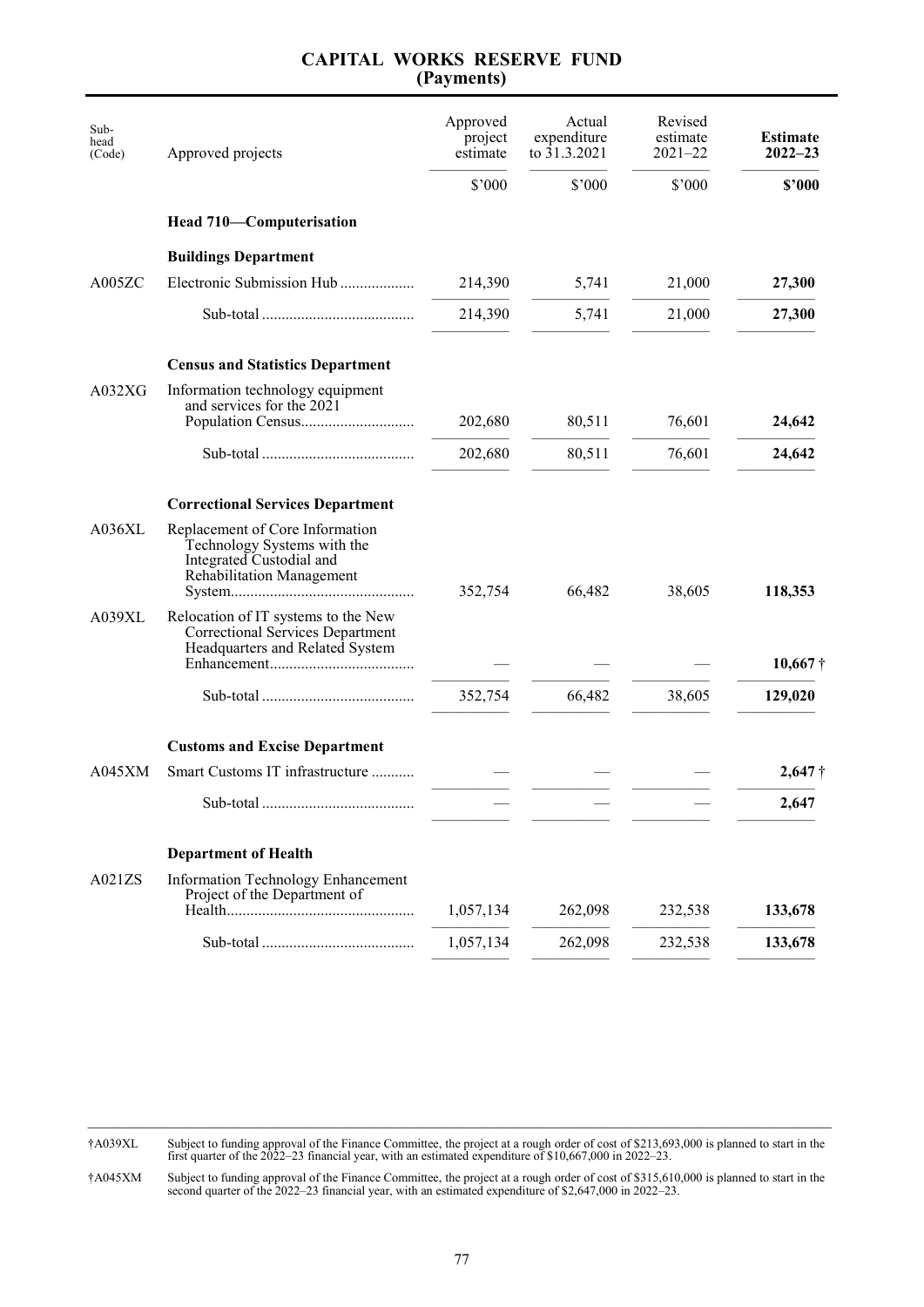# CAPITAL WORKS RESERVE FUND
## (Payments)

| Sub-head (Code) | Approved projects | Approved project estimate | Actual expenditure to 31.3.2021 | Revised estimate 2021–22 | **Estimate 2022–23** |
|---|---|---|---|---|---|
| | | $'000 | $'000 | $'000 | **$'000** |
| | **Head 710—Computerisation** | | | | |
| | **Buildings Department** | | | | |
| A005ZC | Electronic Submission Hub | 214,390 | 5,741 | 21,000 | **27,300** |
| | Sub-total | 214,390 | 5,741 | 21,000 | **27,300** |
| | **Census and Statistics Department** | | | | |
| A032XG | Information technology equipment and services for the 2021 Population Census | 202,680 | 80,511 | 76,601 | **24,642** |
| | Sub-total | 202,680 | 80,511 | 76,601 | **24,642** |
| | **Correctional Services Department** | | | | |
| A036XL | Replacement of Core Information Technology Systems with the Integrated Custodial and Rehabilitation Management System | 352,754 | 66,482 | 38,605 | **118,353** |
| A039XL | Relocation of IT systems to the New Correctional Services Department Headquarters and Related System Enhancement | — | — | — | **10,667** † |
| | Sub-total | 352,754 | 66,482 | 38,605 | **129,020** |
| | **Customs and Excise Department** | | | | |
| A045XM | Smart Customs IT infrastructure | — | — | — | **2,647** † |
| | Sub-total | — | — | — | **2,647** |
| | **Department of Health** | | | | |
| A021ZS | Information Technology Enhancement Project of the Department of Health | 1,057,134 | 262,098 | 232,538 | **133,678** |
| | Sub-total | 1,057,134 | 262,098 | 232,538 | **133,678** |

†A039XL Subject to funding approval of the Finance Committee, the project at a rough order of cost of $213,693,000 is planned to start in the first quarter of the 2022–23 financial year, with an estimated expenditure of $10,667,000 in 2022–23.

†A045XM Subject to funding approval of the Finance Committee, the project at a rough order of cost of $315,610,000 is planned to start in the second quarter of the 2022–23 financial year, with an estimated expenditure of $2,647,000 in 2022–23.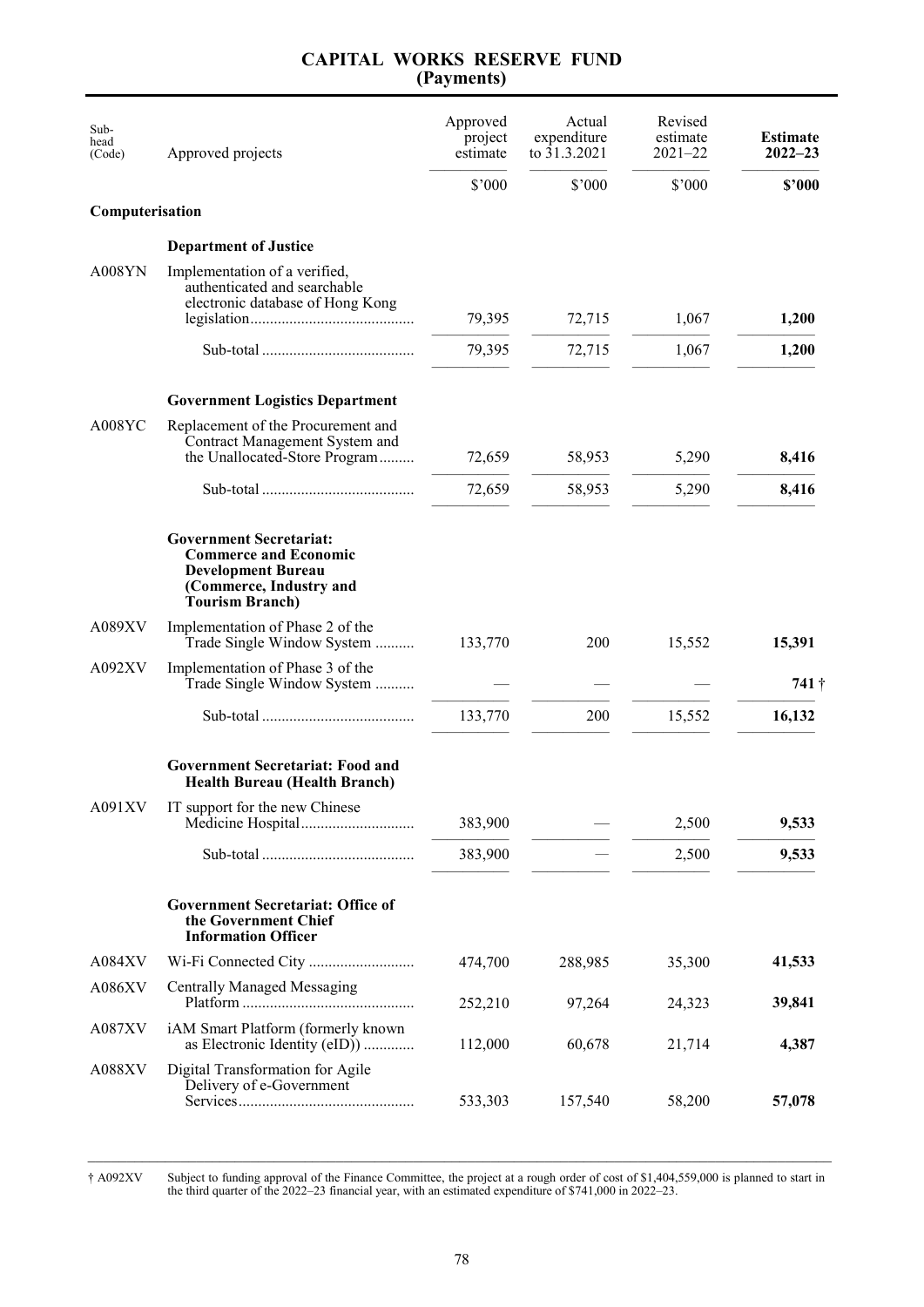# CAPITAL WORKS RESERVE FUND
## (Payments)

| Sub-head (Code) | Approved projects | Approved project estimate | Actual expenditure to 31.3.2021 | Revised estimate 2021–22 | **Estimate 2022–23** |
|---|---|---|---|---|---|
| | | $'000 | $'000 | $'000 | **$'000** |
| **Computerisation** | | | | | |
| | **Department of Justice** | | | | |
| A008YN | Implementation of a verified, authenticated and searchable electronic database of Hong Kong legislation | 79,395 | 72,715 | 1,067 | **1,200** |
| | Sub-total | 79,395 | 72,715 | 1,067 | **1,200** |
| | **Government Logistics Department** | | | | |
| A008YC | Replacement of the Procurement and Contract Management System and the Unallocated-Store Program | 72,659 | 58,953 | 5,290 | **8,416** |
| | Sub-total | 72,659 | 58,953 | 5,290 | **8,416** |
| | **Government Secretariat: Commerce and Economic Development Bureau (Commerce, Industry and Tourism Branch)** | | | | |
| A089XV | Implementation of Phase 2 of the Trade Single Window System | 133,770 | 200 | 15,552 | **15,391** |
| A092XV | Implementation of Phase 3 of the Trade Single Window System | — | — | — | **741 †** |
| | Sub-total | 133,770 | 200 | 15,552 | **16,132** |
| | **Government Secretariat: Food and Health Bureau (Health Branch)** | | | | |
| A091XV | IT support for the new Chinese Medicine Hospital | 383,900 | — | 2,500 | **9,533** |
| | Sub-total | 383,900 | — | 2,500 | **9,533** |
| | **Government Secretariat: Office of the Government Chief Information Officer** | | | | |
| A084XV | Wi-Fi Connected City | 474,700 | 288,985 | 35,300 | **41,533** |
| A086XV | Centrally Managed Messaging Platform | 252,210 | 97,264 | 24,323 | **39,841** |
| A087XV | iAM Smart Platform (formerly known as Electronic Identity (eID)) | 112,000 | 60,678 | 21,714 | **4,387** |
| A088XV | Digital Transformation for Agile Delivery of e-Government Services | 533,303 | 157,540 | 58,200 | **57,078** |

† A092XV Subject to funding approval of the Finance Committee, the project at a rough order of cost of $1,404,559,000 is planned to start in the third quarter of the 2022–23 financial year, with an estimated expenditure of $741,000 in 2022–23.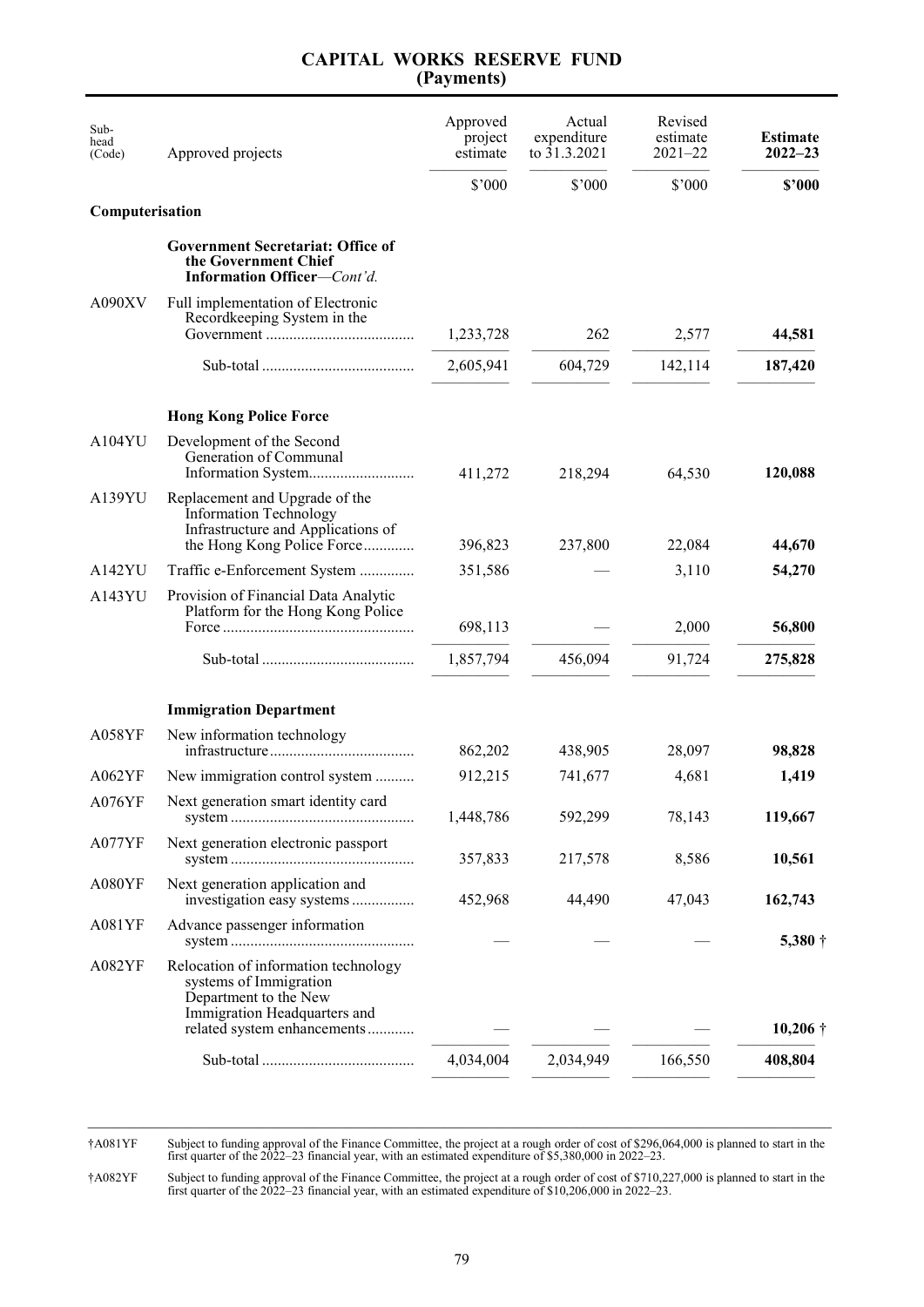# CAPITAL WORKS RESERVE FUND
## (Payments)

| Sub-head (Code) | Approved projects | Approved project estimate | Actual expenditure to 31.3.2021 | Revised estimate 2021–22 | **Estimate 2022–23** |
|---|---|---|---|---|---|
| | | $'000 | $'000 | $'000 | **$'000** |
| **Computerisation** | | | | | |
| | **Government Secretariat: Office of the Government Chief Information Officer**—*Cont'd.* | | | | |
| A090XV | Full implementation of Electronic Recordkeeping System in the Government | 1,233,728 | 262 | 2,577 | **44,581** |
| | Sub-total | 2,605,941 | 604,729 | 142,114 | **187,420** |
| | **Hong Kong Police Force** | | | | |
| A104YU | Development of the Second Generation of Communal Information System | 411,272 | 218,294 | 64,530 | **120,088** |
| A139YU | Replacement and Upgrade of the Information Technology Infrastructure and Applications of the Hong Kong Police Force | 396,823 | 237,800 | 22,084 | **44,670** |
| A142YU | Traffic e-Enforcement System | 351,586 | — | 3,110 | **54,270** |
| A143YU | Provision of Financial Data Analytic Platform for the Hong Kong Police Force | 698,113 | — | 2,000 | **56,800** |
| | Sub-total | 1,857,794 | 456,094 | 91,724 | **275,828** |
| | **Immigration Department** | | | | |
| A058YF | New information technology infrastructure | 862,202 | 438,905 | 28,097 | **98,828** |
| A062YF | New immigration control system | 912,215 | 741,677 | 4,681 | **1,419** |
| A076YF | Next generation smart identity card system | 1,448,786 | 592,299 | 78,143 | **119,667** |
| A077YF | Next generation electronic passport system | 357,833 | 217,578 | 8,586 | **10,561** |
| A080YF | Next generation application and investigation easy systems | 452,968 | 44,490 | 47,043 | **162,743** |
| A081YF | Advance passenger information system | — | — | — | **5,380** † |
| A082YF | Relocation of information technology systems of Immigration Department to the New Immigration Headquarters and related system enhancements | — | — | — | **10,206** † |
| | Sub-total | 4,034,004 | 2,034,949 | 166,550 | **408,804** |

†A081YF Subject to funding approval of the Finance Committee, the project at a rough order of cost of $296,064,000 is planned to start in the first quarter of the 2022–23 financial year, with an estimated expenditure of $5,380,000 in 2022–23.

†A082YF Subject to funding approval of the Finance Committee, the project at a rough order of cost of $710,227,000 is planned to start in the first quarter of the 2022–23 financial year, with an estimated expenditure of $10,206,000 in 2022–23.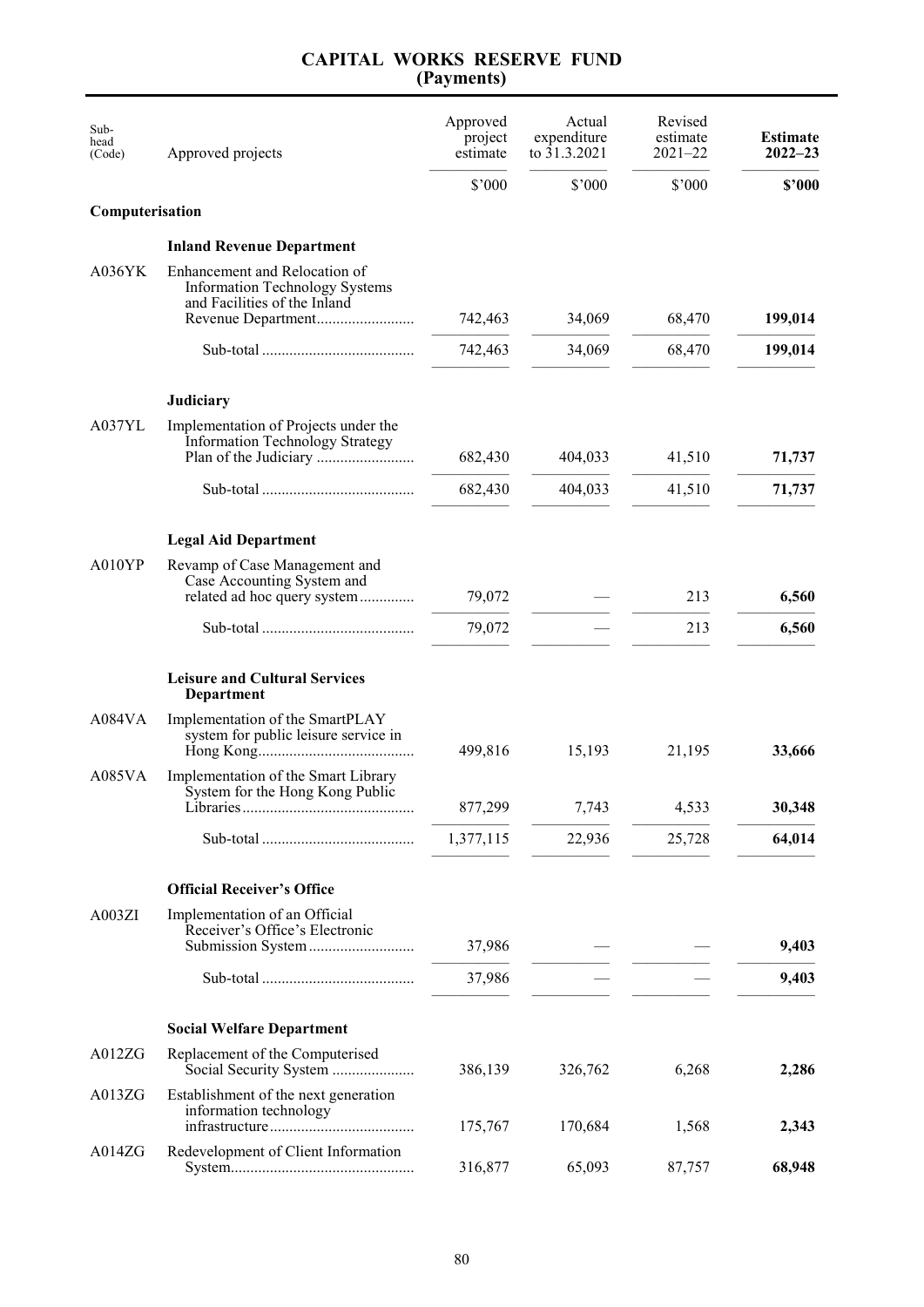# CAPITAL WORKS RESERVE FUND
## (Payments)

| Sub-head (Code) | Approved projects | Approved project estimate | Actual expenditure to 31.3.2021 | Revised estimate 2021–22 | **Estimate 2022–23** |
|---|---|---|---|---|---|
| | | $'000 | $'000 | $'000 | **$'000** |
| **Computerisation** | | | | | |
| | **Inland Revenue Department** | | | | |
| A036YK | Enhancement and Relocation of Information Technology Systems and Facilities of the Inland Revenue Department......................... | 742,463 | 34,069 | 68,470 | **199,014** |
| | Sub-total ....................................... | 742,463 | 34,069 | 68,470 | **199,014** |
| | **Judiciary** | | | | |
| A037YL | Implementation of Projects under the Information Technology Strategy Plan of the Judiciary ......................... | 682,430 | 404,033 | 41,510 | **71,737** |
| | Sub-total ....................................... | 682,430 | 404,033 | 41,510 | **71,737** |
| | **Legal Aid Department** | | | | |
| A010YP | Revamp of Case Management and Case Accounting System and related ad hoc query system.............. | 79,072 | — | 213 | **6,560** |
| | Sub-total ....................................... | 79,072 | — | 213 | **6,560** |
| | **Leisure and Cultural Services Department** | | | | |
| A084VA | Implementation of the SmartPLAY system for public leisure service in Hong Kong........................................ | 499,816 | 15,193 | 21,195 | **33,666** |
| A085VA | Implementation of the Smart Library System for the Hong Kong Public Libraries............................................ | 877,299 | 7,743 | 4,533 | **30,348** |
| | Sub-total ....................................... | 1,377,115 | 22,936 | 25,728 | **64,014** |
| | **Official Receiver's Office** | | | | |
| A003ZI | Implementation of an Official Receiver's Office's Electronic Submission System........................... | 37,986 | — | — | **9,403** |
| | Sub-total ....................................... | 37,986 | — | — | **9,403** |
| | **Social Welfare Department** | | | | |
| A012ZG | Replacement of the Computerised Social Security System ..................... | 386,139 | 326,762 | 6,268 | **2,286** |
| A013ZG | Establishment of the next generation information technology infrastructure..................................... | 175,767 | 170,684 | 1,568 | **2,343** |
| A014ZG | Redevelopment of Client Information System.............................................. | 316,877 | 65,093 | 87,757 | **68,948** |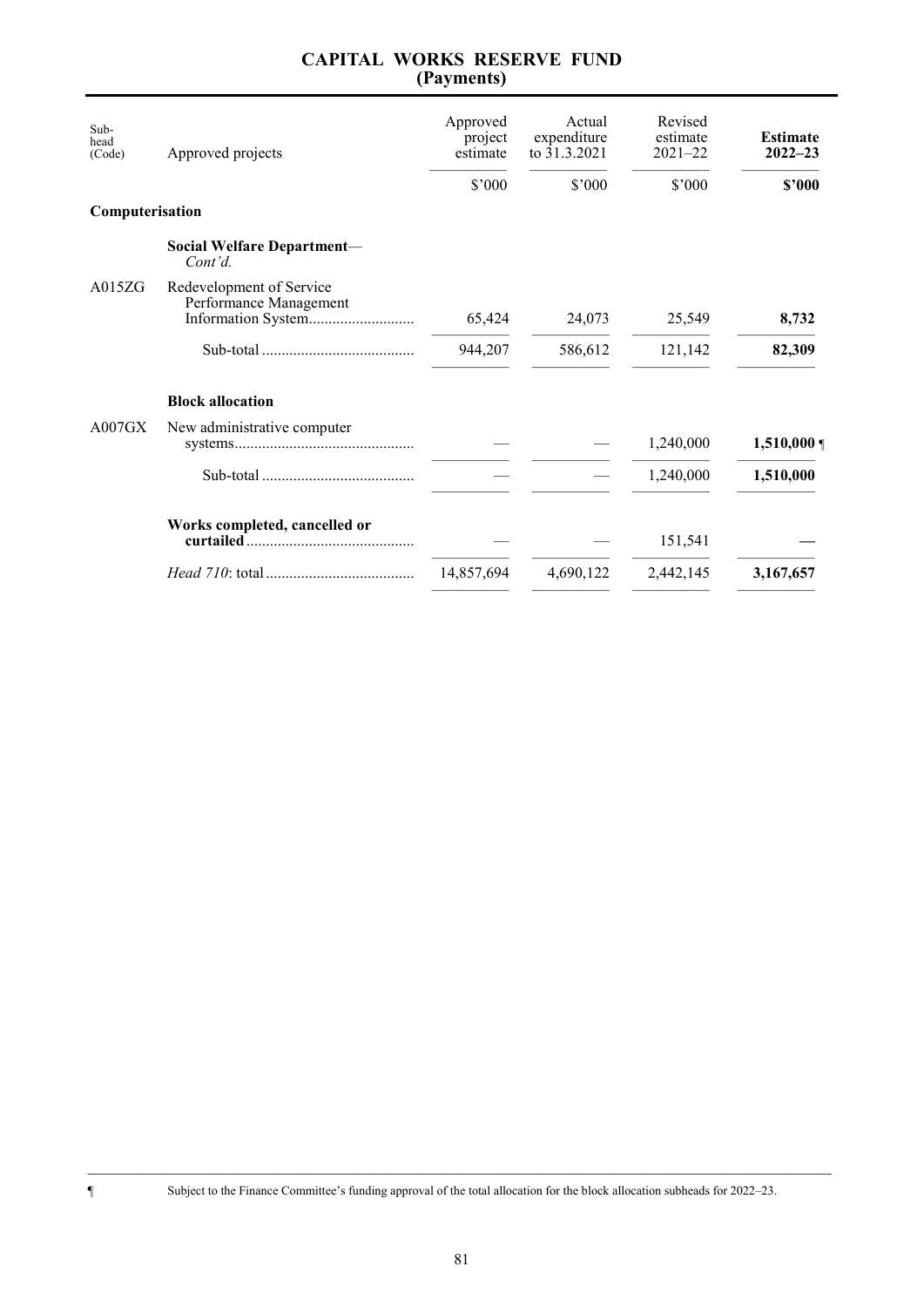# CAPITAL WORKS RESERVE FUND
## (Payments)

| Sub-head (Code) | Approved projects | Approved project estimate | Actual expenditure to 31.3.2021 | Revised estimate 2021–22 | **Estimate 2022–23** |
|---|---|---|---|---|---|
| | | $'000 | $'000 | $'000 | **$'000** |
| **Computerisation** | | | | | |
| | **Social Welfare Department**—*Cont'd.* | | | | |
| A015ZG | Redevelopment of Service Performance Management Information System | 65,424 | 24,073 | 25,549 | **8,732** |
| | Sub-total | 944,207 | 586,612 | 121,142 | **82,309** |
| | **Block allocation** | | | | |
| A007GX | New administrative computer systems | — | — | 1,240,000 | **1,510,000** ¶ |
| | Sub-total | — | — | 1,240,000 | **1,510,000** |
| | **Works completed, cancelled or curtailed** | — | — | 151,541 | **—** |
| | *Head 710*: total | 14,857,694 | 4,690,122 | 2,442,145 | **3,167,657** |

¶ Subject to the Finance Committee's funding approval of the total allocation for the block allocation subheads for 2022–23.